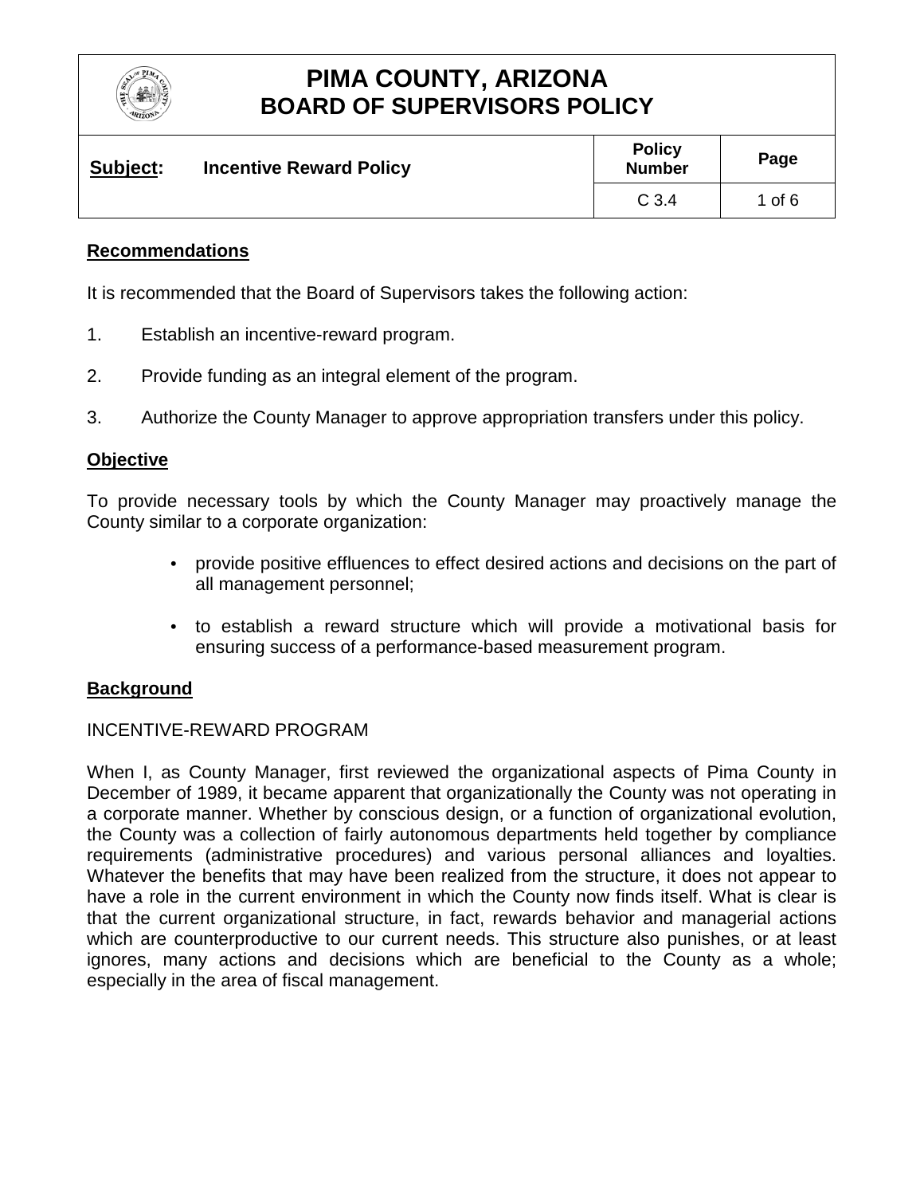# PIMA COUNTY, ARIZONA
# BOARD OF SUPERVISORS POLICY

| **Subject:** Incentive Reward Policy | **Policy Number** | **Page** |
|---|---|---|
| | C 3.4 | 1 of 6 |

## Recommendations

It is recommended that the Board of Supervisors takes the following action:

1. Establish an incentive-reward program.
2. Provide funding as an integral element of the program.
3. Authorize the County Manager to approve appropriation transfers under this policy.

## Objective

To provide necessary tools by which the County Manager may proactively manage the County similar to a corporate organization:

- provide positive effluences to effect desired actions and decisions on the part of all management personnel;
- to establish a reward structure which will provide a motivational basis for ensuring success of a performance-based measurement program.

## Background

INCENTIVE-REWARD PROGRAM

When I, as County Manager, first reviewed the organizational aspects of Pima County in December of 1989, it became apparent that organizationally the County was not operating in a corporate manner. Whether by conscious design, or a function of organizational evolution, the County was a collection of fairly autonomous departments held together by compliance requirements (administrative procedures) and various personal alliances and loyalties. Whatever the benefits that may have been realized from the structure, it does not appear to have a role in the current environment in which the County now finds itself. What is clear is that the current organizational structure, in fact, rewards behavior and managerial actions which are counterproductive to our current needs. This structure also punishes, or at least ignores, many actions and decisions which are beneficial to the County as a whole; especially in the area of fiscal management.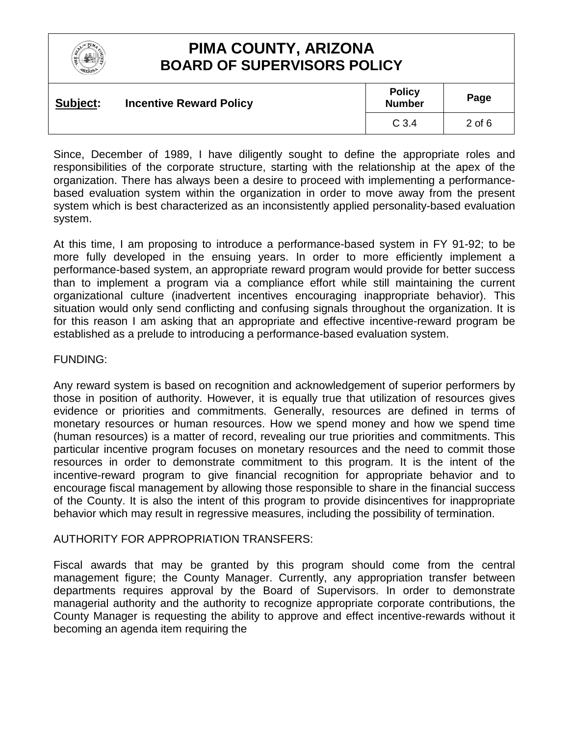Since, December of 1989, I have diligently sought to define the appropriate roles and responsibilities of the corporate structure, starting with the relationship at the apex of the organization. There has always been a desire to proceed with implementing a performance-based evaluation system within the organization in order to move away from the present system which is best characterized as an inconsistently applied personality-based evaluation system.

At this time, I am proposing to introduce a performance-based system in FY 91-92; to be more fully developed in the ensuing years. In order to more efficiently implement a performance-based system, an appropriate reward program would provide for better success than to implement a program via a compliance effort while still maintaining the current organizational culture (inadvertent incentives encouraging inappropriate behavior). This situation would only send conflicting and confusing signals throughout the organization. It is for this reason I am asking that an appropriate and effective incentive-reward program be established as a prelude to introducing a performance-based evaluation system.

FUNDING:

Any reward system is based on recognition and acknowledgement of superior performers by those in position of authority. However, it is equally true that utilization of resources gives evidence or priorities and commitments. Generally, resources are defined in terms of monetary resources or human resources. How we spend money and how we spend time (human resources) is a matter of record, revealing our true priorities and commitments. This particular incentive program focuses on monetary resources and the need to commit those resources in order to demonstrate commitment to this program. It is the intent of the incentive-reward program to give financial recognition for appropriate behavior and to encourage fiscal management by allowing those responsible to share in the financial success of the County. It is also the intent of this program to provide disincentives for inappropriate behavior which may result in regressive measures, including the possibility of termination.

AUTHORITY FOR APPROPRIATION TRANSFERS:

Fiscal awards that may be granted by this program should come from the central management figure; the County Manager. Currently, any appropriation transfer between departments requires approval by the Board of Supervisors. In order to demonstrate managerial authority and the authority to recognize appropriate corporate contributions, the County Manager is requesting the ability to approve and effect incentive-rewards without it becoming an agenda item requiring the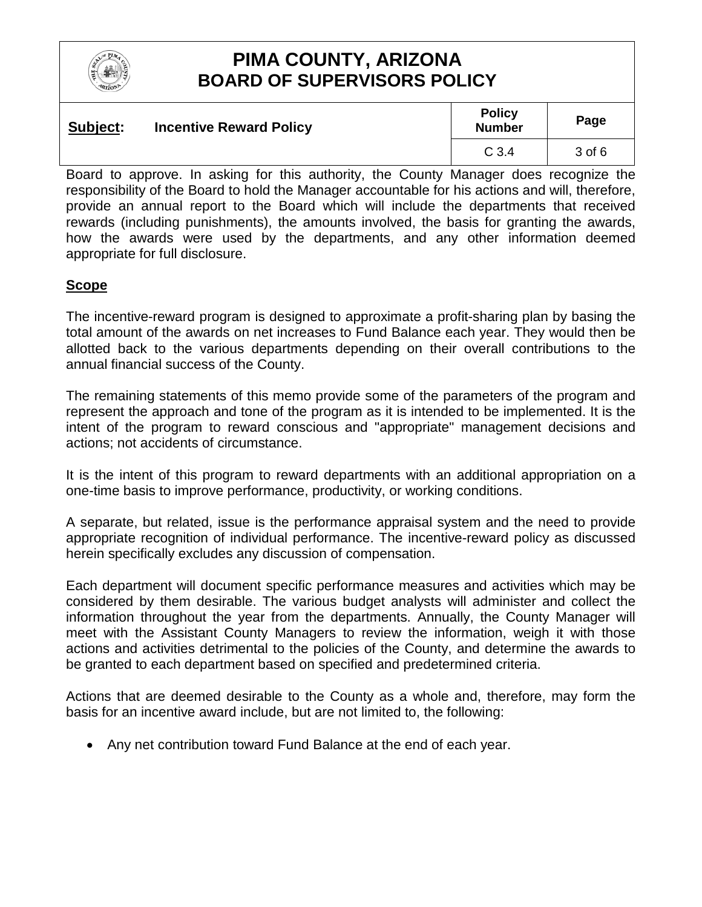Board to approve. In asking for this authority, the County Manager does recognize the responsibility of the Board to hold the Manager accountable for his actions and will, therefore, provide an annual report to the Board which will include the departments that received rewards (including punishments), the amounts involved, the basis for granting the awards, how the awards were used by the departments, and any other information deemed appropriate for full disclosure.

## Scope

The incentive-reward program is designed to approximate a profit-sharing plan by basing the total amount of the awards on net increases to Fund Balance each year. They would then be allotted back to the various departments depending on their overall contributions to the annual financial success of the County.

The remaining statements of this memo provide some of the parameters of the program and represent the approach and tone of the program as it is intended to be implemented. It is the intent of the program to reward conscious and "appropriate" management decisions and actions; not accidents of circumstance.

It is the intent of this program to reward departments with an additional appropriation on a one-time basis to improve performance, productivity, or working conditions.

A separate, but related, issue is the performance appraisal system and the need to provide appropriate recognition of individual performance. The incentive-reward policy as discussed herein specifically excludes any discussion of compensation.

Each department will document specific performance measures and activities which may be considered by them desirable. The various budget analysts will administer and collect the information throughout the year from the departments. Annually, the County Manager will meet with the Assistant County Managers to review the information, weigh it with those actions and activities detrimental to the policies of the County, and determine the awards to be granted to each department based on specified and predetermined criteria.

Actions that are deemed desirable to the County as a whole and, therefore, may form the basis for an incentive award include, but are not limited to, the following:

- Any net contribution toward Fund Balance at the end of each year.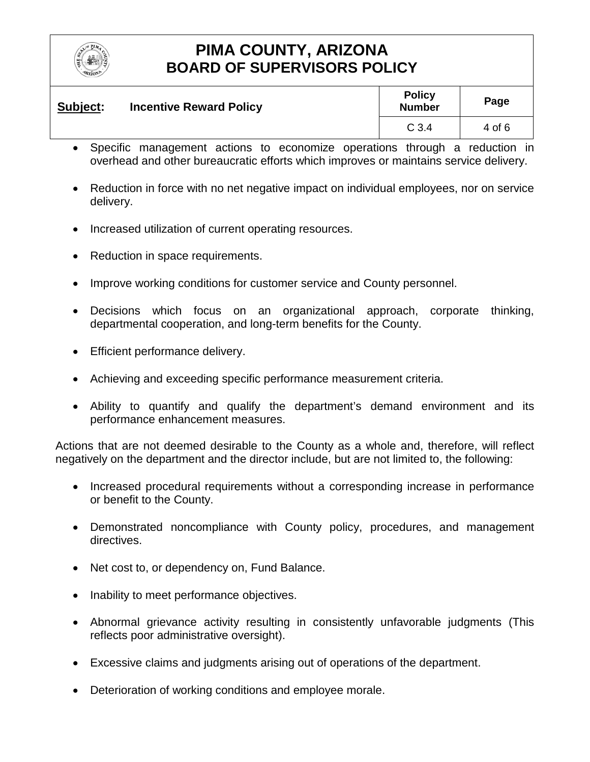- Specific management actions to economize operations through a reduction in overhead and other bureaucratic efforts which improves or maintains service delivery.

- Reduction in force with no net negative impact on individual employees, nor on service delivery.

- Increased utilization of current operating resources.

- Reduction in space requirements.

- Improve working conditions for customer service and County personnel.

- Decisions which focus on an organizational approach, corporate thinking, departmental cooperation, and long-term benefits for the County.

- Efficient performance delivery.

- Achieving and exceeding specific performance measurement criteria.

- Ability to quantify and qualify the department's demand environment and its performance enhancement measures.

Actions that are not deemed desirable to the County as a whole and, therefore, will reflect negatively on the department and the director include, but are not limited to, the following:

- Increased procedural requirements without a corresponding increase in performance or benefit to the County.

- Demonstrated noncompliance with County policy, procedures, and management directives.

- Net cost to, or dependency on, Fund Balance.

- Inability to meet performance objectives.

- Abnormal grievance activity resulting in consistently unfavorable judgments (This reflects poor administrative oversight).

- Excessive claims and judgments arising out of operations of the department.

- Deterioration of working conditions and employee morale.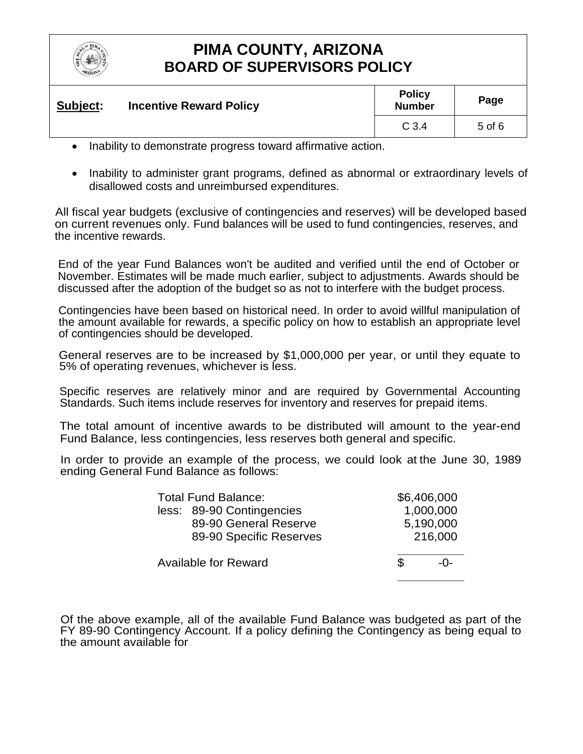- Inability to demonstrate progress toward affirmative action.

- Inability to administer grant programs, defined as abnormal or extraordinary levels of disallowed costs and unreimbursed expenditures.

All fiscal year budgets (exclusive of contingencies and reserves) will be developed based on current revenues only. Fund balances will be used to fund contingencies, reserves, and the incentive rewards.

End of the year Fund Balances won't be audited and verified until the end of October or November. Estimates will be made much earlier, subject to adjustments. Awards should be discussed after the adoption of the budget so as not to interfere with the budget process.

Contingencies have been based on historical need. In order to avoid willful manipulation of the amount available for rewards, a specific policy on how to establish an appropriate level of contingencies should be developed.

General reserves are to be increased by $1,000,000 per year, or until they equate to 5% of operating revenues, whichever is less.

Specific reserves are relatively minor and are required by Governmental Accounting Standards. Such items include reserves for inventory and reserves for prepaid items.

The total amount of incentive awards to be distributed will amount to the year-end Fund Balance, less contingencies, less reserves both general and specific.

In order to provide an example of the process, we could look at the June 30, 1989 ending General Fund Balance as follows:

| | |
|---|---:|
| Total Fund Balance: | $6,406,000 |
| less: 89-90 Contingencies | 1,000,000 |
| 89-90 General Reserve | 5,190,000 |
| 89-90 Specific Reserves | 216,000 |
| Available for Reward | $ -0- |

Of the above example, all of the available Fund Balance was budgeted as part of the FY 89-90 Contingency Account. If a policy defining the Contingency as being equal to the amount available for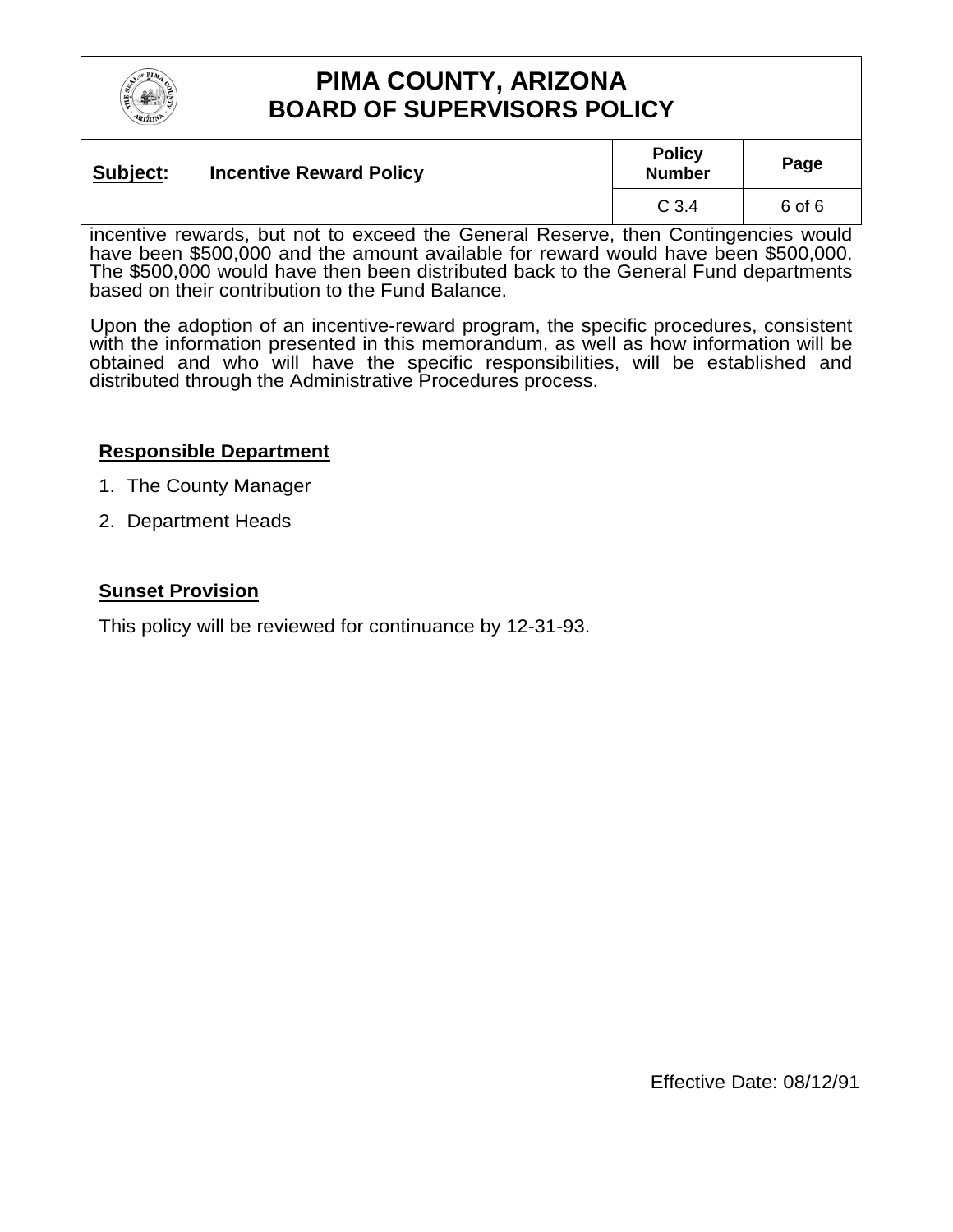incentive rewards, but not to exceed the General Reserve, then Contingencies would have been $500,000 and the amount available for reward would have been $500,000. The $500,000 would have then been distributed back to the General Fund departments based on their contribution to the Fund Balance.

Upon the adoption of an incentive-reward program, the specific procedures, consistent with the information presented in this memorandum, as well as how information will be obtained and who will have the specific responsibilities, will be established and distributed through the Administrative Procedures process.

**Responsible Department**

1. The County Manager
2. Department Heads

**Sunset Provision**

This policy will be reviewed for continuance by 12-31-93.

Effective Date: 08/12/91